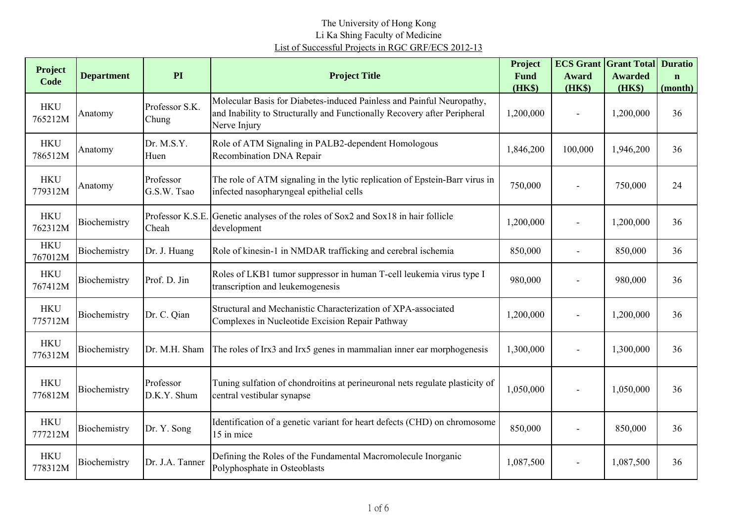The University of Hong Kong
Li Ka Shing Faculty of Medicine
List of Successful Projects in RGC GRF/ECS 2012-13

| Project Code | Department | PI | Project Title | Project Fund (HK$) | ECS Grant Award (HK$) | Grant Total Awarded (HK$) | Duration (month) |
|---|---|---|---|---|---|---|---|
| HKU 765212M | Anatomy | Professor S.K. Chung | Molecular Basis for Diabetes-induced Painless and Painful Neuropathy, and Inability to Structurally and Functionally Recovery after Peripheral Nerve Injury | 1,200,000 | - | 1,200,000 | 36 |
| HKU 786512M | Anatomy | Dr. M.S.Y. Huen | Role of ATM Signaling in PALB2-dependent Homologous Recombination DNA Repair | 1,846,200 | 100,000 | 1,946,200 | 36 |
| HKU 779312M | Anatomy | Professor G.S.W. Tsao | The role of ATM signaling in the lytic replication of Epstein-Barr virus in infected nasopharyngeal epithelial cells | 750,000 | - | 750,000 | 24 |
| HKU 762312M | Biochemistry | Professor K.S.E. Cheah | Genetic analyses of the roles of Sox2 and Sox18 in hair follicle development | 1,200,000 | - | 1,200,000 | 36 |
| HKU 767012M | Biochemistry | Dr. J. Huang | Role of kinesin-1 in NMDAR trafficking and cerebral ischemia | 850,000 | - | 850,000 | 36 |
| HKU 767412M | Biochemistry | Prof. D. Jin | Roles of LKB1 tumor suppressor in human T-cell leukemia virus type I transcription and leukemogenesis | 980,000 | - | 980,000 | 36 |
| HKU 775712M | Biochemistry | Dr. C. Qian | Structural and Mechanistic Characterization of XPA-associated Complexes in Nucleotide Excision Repair Pathway | 1,200,000 | - | 1,200,000 | 36 |
| HKU 776312M | Biochemistry | Dr. M.H. Sham | The roles of Irx3 and Irx5 genes in mammalian inner ear morphogenesis | 1,300,000 | - | 1,300,000 | 36 |
| HKU 776812M | Biochemistry | Professor D.K.Y. Shum | Tuning sulfation of chondroitins at perineuronal nets regulate plasticity of central vestibular synapse | 1,050,000 | - | 1,050,000 | 36 |
| HKU 777212M | Biochemistry | Dr. Y. Song | Identification of a genetic variant for heart defects (CHD) on chromosome 15 in mice | 850,000 | - | 850,000 | 36 |
| HKU 778312M | Biochemistry | Dr. J.A. Tanner | Defining the Roles of the Fundamental Macromolecule Inorganic Polyphosphate in Osteoblasts | 1,087,500 | - | 1,087,500 | 36 |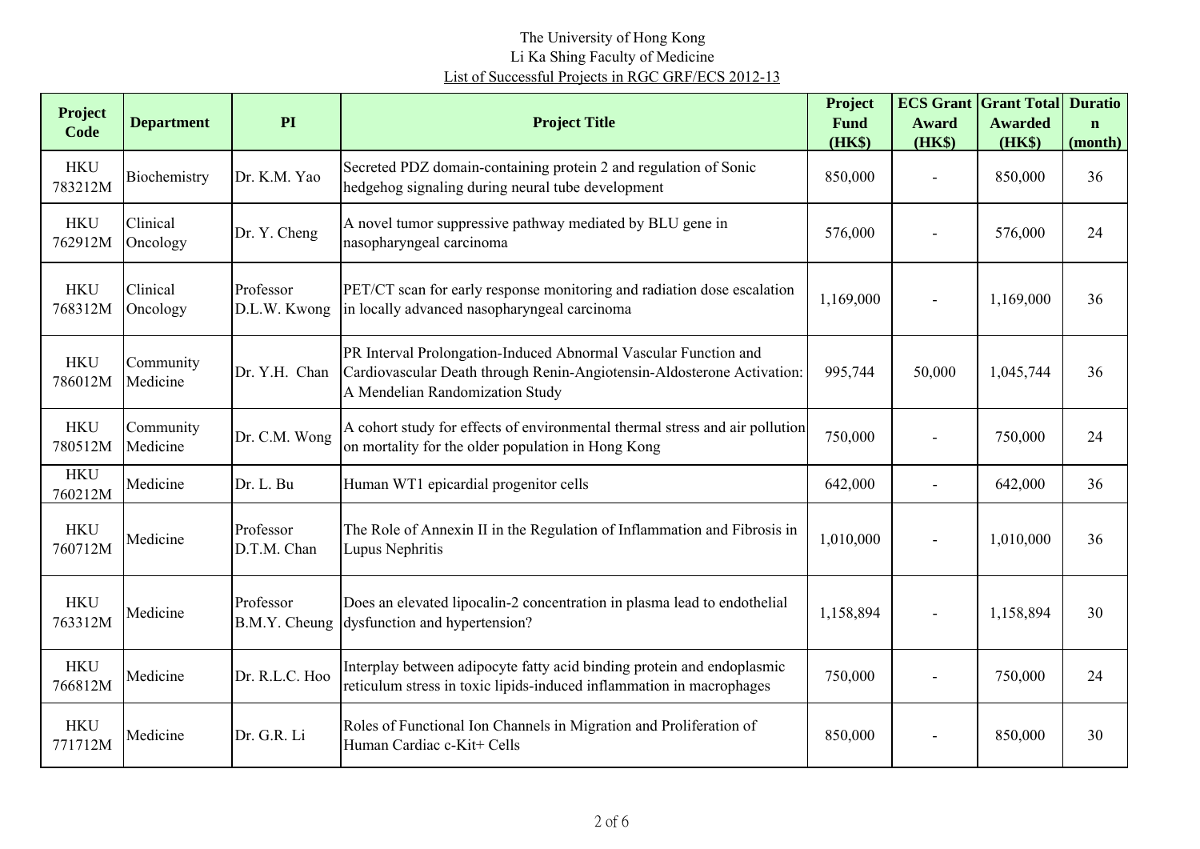The University of Hong Kong
Li Ka Shing Faculty of Medicine
List of Successful Projects in RGC GRF/ECS 2012-13

| Project Code | Department | PI | Project Title | Project Fund (HK$) | ECS Grant Award (HK$) | Grant Total Awarded (HK$) | Duration (month) |
|---|---|---|---|---|---|---|---|
| HKU 783212M | Biochemistry | Dr. K.M. Yao | Secreted PDZ domain-containing protein 2 and regulation of Sonic hedgehog signaling during neural tube development | 850,000 | - | 850,000 | 36 |
| HKU 762912M | Clinical Oncology | Dr. Y. Cheng | A novel tumor suppressive pathway mediated by BLU gene in nasopharyngeal carcinoma | 576,000 | - | 576,000 | 24 |
| HKU 768312M | Clinical Oncology | Professor D.L.W. Kwong | PET/CT scan for early response monitoring and radiation dose escalation in locally advanced nasopharyngeal carcinoma | 1,169,000 | - | 1,169,000 | 36 |
| HKU 786012M | Community Medicine | Dr. Y.H. Chan | PR Interval Prolongation-Induced Abnormal Vascular Function and Cardiovascular Death through Renin-Angiotensin-Aldosterone Activation: A Mendelian Randomization Study | 995,744 | 50,000 | 1,045,744 | 36 |
| HKU 780512M | Community Medicine | Dr. C.M. Wong | A cohort study for effects of environmental thermal stress and air pollution on mortality for the older population in Hong Kong | 750,000 | - | 750,000 | 24 |
| HKU 760212M | Medicine | Dr. L. Bu | Human WT1 epicardial progenitor cells | 642,000 | - | 642,000 | 36 |
| HKU 760712M | Medicine | Professor D.T.M. Chan | The Role of Annexin II in the Regulation of Inflammation and Fibrosis in Lupus Nephritis | 1,010,000 | - | 1,010,000 | 36 |
| HKU 763312M | Medicine | Professor B.M.Y. Cheung | Does an elevated lipocalin-2 concentration in plasma lead to endothelial dysfunction and hypertension? | 1,158,894 | - | 1,158,894 | 30 |
| HKU 766812M | Medicine | Dr. R.L.C. Hoo | Interplay between adipocyte fatty acid binding protein and endoplasmic reticulum stress in toxic lipids-induced inflammation in macrophages | 750,000 | - | 750,000 | 24 |
| HKU 771712M | Medicine | Dr. G.R. Li | Roles of Functional Ion Channels in Migration and Proliferation of Human Cardiac c-Kit+ Cells | 850,000 | - | 850,000 | 30 |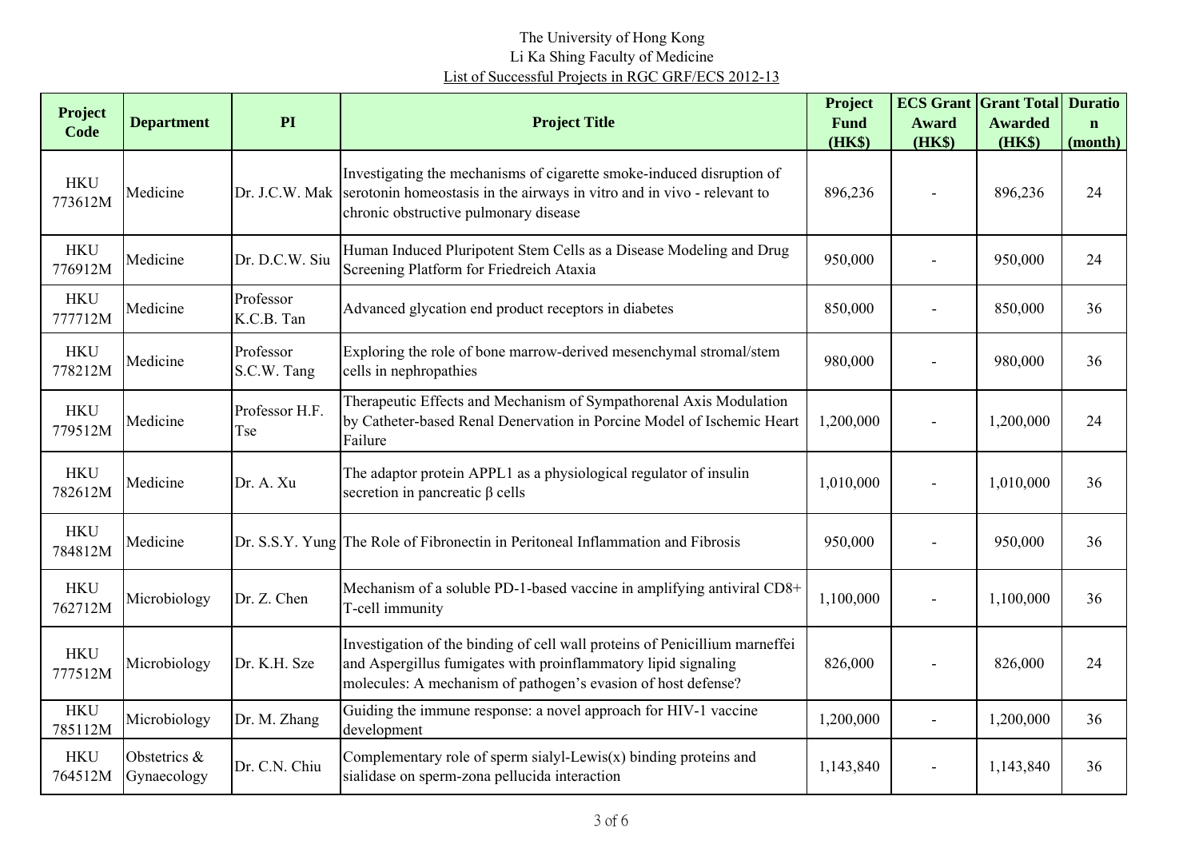The University of Hong Kong
Li Ka Shing Faculty of Medicine
List of Successful Projects in RGC GRF/ECS 2012-13

| Project Code | Department | PI | Project Title | Project Fund (HK$) | ECS Grant Award (HK$) | Grant Total Awarded (HK$) | Duration (month) |
|---|---|---|---|---|---|---|---|
| HKU 773612M | Medicine | Dr. J.C.W. Mak | Investigating the mechanisms of cigarette smoke-induced disruption of serotonin homeostasis in the airways in vitro and in vivo - relevant to chronic obstructive pulmonary disease | 896,236 | - | 896,236 | 24 |
| HKU 776912M | Medicine | Dr. D.C.W. Siu | Human Induced Pluripotent Stem Cells as a Disease Modeling and Drug Screening Platform for Friedreich Ataxia | 950,000 | - | 950,000 | 24 |
| HKU 777712M | Medicine | Professor K.C.B. Tan | Advanced glycation end product receptors in diabetes | 850,000 | - | 850,000 | 36 |
| HKU 778212M | Medicine | Professor S.C.W. Tang | Exploring the role of bone marrow-derived mesenchymal stromal/stem cells in nephropathies | 980,000 | - | 980,000 | 36 |
| HKU 779512M | Medicine | Professor H.F. Tse | Therapeutic Effects and Mechanism of Sympathorenal Axis Modulation by Catheter-based Renal Denervation in Porcine Model of Ischemic Heart Failure | 1,200,000 | - | 1,200,000 | 24 |
| HKU 782612M | Medicine | Dr. A. Xu | The adaptor protein APPL1 as a physiological regulator of insulin secretion in pancreatic β cells | 1,010,000 | - | 1,010,000 | 36 |
| HKU 784812M | Medicine | Dr. S.S.Y. Yung | The Role of Fibronectin in Peritoneal Inflammation and Fibrosis | 950,000 | - | 950,000 | 36 |
| HKU 762712M | Microbiology | Dr. Z. Chen | Mechanism of a soluble PD-1-based vaccine in amplifying antiviral CD8+ T-cell immunity | 1,100,000 | - | 1,100,000 | 36 |
| HKU 777512M | Microbiology | Dr. K.H. Sze | Investigation of the binding of cell wall proteins of Penicillium marneffei and Aspergillus fumigates with proinflammatory lipid signaling molecules: A mechanism of pathogen's evasion of host defense? | 826,000 | - | 826,000 | 24 |
| HKU 785112M | Microbiology | Dr. M. Zhang | Guiding the immune response: a novel approach for HIV-1 vaccine development | 1,200,000 | - | 1,200,000 | 36 |
| HKU 764512M | Obstetrics & Gynaecology | Dr. C.N. Chiu | Complementary role of sperm sialyl-Lewis(x) binding proteins and sialidase on sperm-zona pellucida interaction | 1,143,840 | - | 1,143,840 | 36 |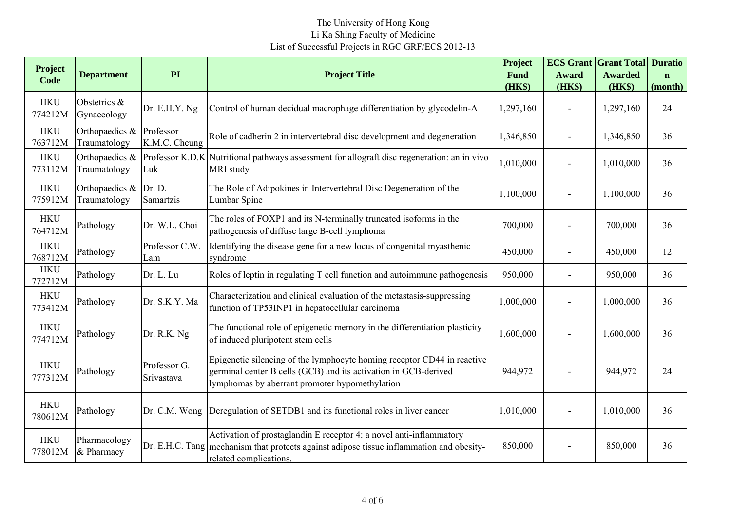The University of Hong Kong
Li Ka Shing Faculty of Medicine
List of Successful Projects in RGC GRF/ECS 2012-13

| Project Code | Department | PI | Project Title | Project Fund (HK$) | ECS Grant Award (HK$) | Grant Total Awarded (HK$) | Duration (month) |
|---|---|---|---|---|---|---|---|
| HKU 774212M | Obstetrics & Gynaecology | Dr. E.H.Y. Ng | Control of human decidual macrophage differentiation by glycodelin-A | 1,297,160 | - | 1,297,160 | 24 |
| HKU 763712M | Orthopaedics & Traumatology | Professor K.M.C. Cheung | Role of cadherin 2 in intervertebral disc development and degeneration | 1,346,850 | - | 1,346,850 | 36 |
| HKU 773112M | Orthopaedics & Traumatology | Professor K.D.K Luk | Nutritional pathways assessment for allograft disc regeneration: an in vivo MRI study | 1,010,000 | - | 1,010,000 | 36 |
| HKU 775912M | Orthopaedics & Traumatology | Dr. D. Samartzis | The Role of Adipokines in Intervertebral Disc Degeneration of the Lumbar Spine | 1,100,000 | - | 1,100,000 | 36 |
| HKU 764712M | Pathology | Dr. W.L. Choi | The roles of FOXP1 and its N-terminally truncated isoforms in the pathogenesis of diffuse large B-cell lymphoma | 700,000 | - | 700,000 | 36 |
| HKU 768712M | Pathology | Professor C.W. Lam | Identifying the disease gene for a new locus of congenital myasthenic syndrome | 450,000 | - | 450,000 | 12 |
| HKU 772712M | Pathology | Dr. L. Lu | Roles of leptin in regulating T cell function and autoimmune pathogenesis | 950,000 | - | 950,000 | 36 |
| HKU 773412M | Pathology | Dr. S.K.Y. Ma | Characterization and clinical evaluation of the metastasis-suppressing function of TP53INP1 in hepatocellular carcinoma | 1,000,000 | - | 1,000,000 | 36 |
| HKU 774712M | Pathology | Dr. R.K. Ng | The functional role of epigenetic memory in the differentiation plasticity of induced pluripotent stem cells | 1,600,000 | - | 1,600,000 | 36 |
| HKU 777312M | Pathology | Professor G. Srivastava | Epigenetic silencing of the lymphocyte homing receptor CD44 in reactive germinal center B cells (GCB) and its activation in GCB-derived lymphomas by aberrant promoter hypomethylation | 944,972 | - | 944,972 | 24 |
| HKU 780612M | Pathology | Dr. C.M. Wong | Deregulation of SETDB1 and its functional roles in liver cancer | 1,010,000 | - | 1,010,000 | 36 |
| HKU 778012M | Pharmacology & Pharmacy | Dr. E.H.C. Tang | Activation of prostaglandin E receptor 4: a novel anti-inflammatory mechanism that protects against adipose tissue inflammation and obesity-related complications. | 850,000 | - | 850,000 | 36 |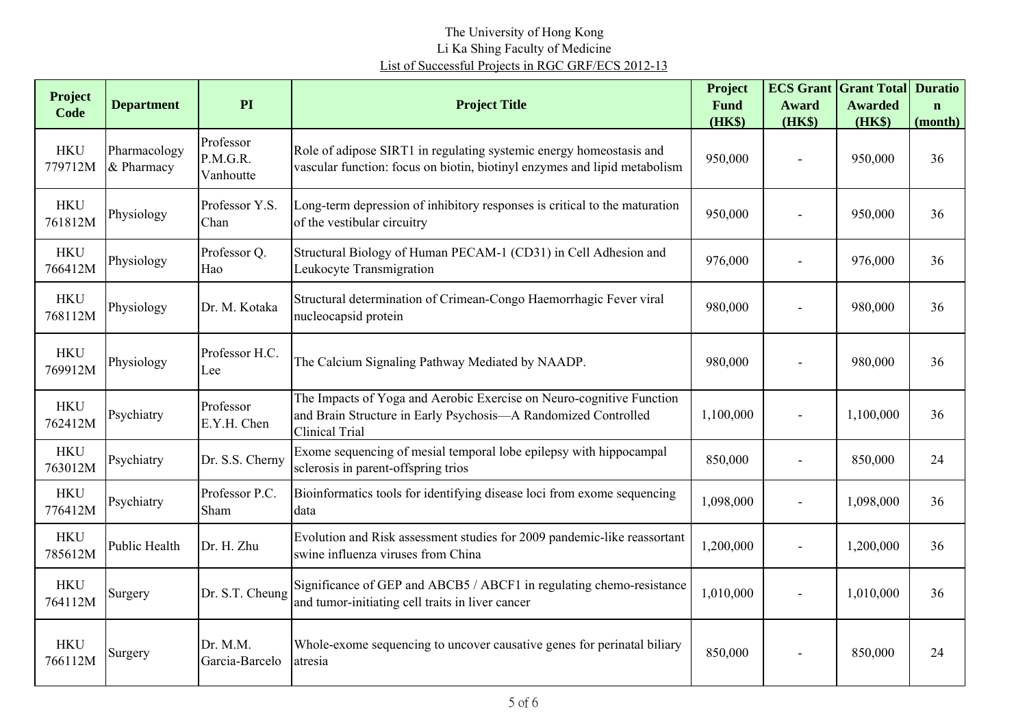The University of Hong Kong
Li Ka Shing Faculty of Medicine
List of Successful Projects in RGC GRF/ECS 2012-13

| Project Code | Department | PI | Project Title | Project Fund (HK$) | ECS Grant Award (HK$) | Grant Total Awarded (HK$) | Duration (month) |
|---|---|---|---|---|---|---|---|
| HKU 779712M | Pharmacology & Pharmacy | Professor P.M.G.R. Vanhoutte | Role of adipose SIRT1 in regulating systemic energy homeostasis and vascular function: focus on biotin, biotinyl enzymes and lipid metabolism | 950,000 | - | 950,000 | 36 |
| HKU 761812M | Physiology | Professor Y.S. Chan | Long-term depression of inhibitory responses is critical to the maturation of the vestibular circuitry | 950,000 | - | 950,000 | 36 |
| HKU 766412M | Physiology | Professor Q. Hao | Structural Biology of Human PECAM-1 (CD31) in Cell Adhesion and Leukocyte Transmigration | 976,000 | - | 976,000 | 36 |
| HKU 768112M | Physiology | Dr. M. Kotaka | Structural determination of Crimean-Congo Haemorrhagic Fever viral nucleocapsid protein | 980,000 | - | 980,000 | 36 |
| HKU 769912M | Physiology | Professor H.C. Lee | The Calcium Signaling Pathway Mediated by NAADP. | 980,000 | - | 980,000 | 36 |
| HKU 762412M | Psychiatry | Professor E.Y.H. Chen | The Impacts of Yoga and Aerobic Exercise on Neuro-cognitive Function and Brain Structure in Early Psychosis—A Randomized Controlled Clinical Trial | 1,100,000 | - | 1,100,000 | 36 |
| HKU 763012M | Psychiatry | Dr. S.S. Cherny | Exome sequencing of mesial temporal lobe epilepsy with hippocampal sclerosis in parent-offspring trios | 850,000 | - | 850,000 | 24 |
| HKU 776412M | Psychiatry | Professor P.C. Sham | Bioinformatics tools for identifying disease loci from exome sequencing data | 1,098,000 | - | 1,098,000 | 36 |
| HKU 785612M | Public Health | Dr. H. Zhu | Evolution and Risk assessment studies for 2009 pandemic-like reassortant swine influenza viruses from China | 1,200,000 | - | 1,200,000 | 36 |
| HKU 764112M | Surgery | Dr. S.T. Cheung | Significance of GEP and ABCB5 / ABCF1 in regulating chemo-resistance and tumor-initiating cell traits in liver cancer | 1,010,000 | - | 1,010,000 | 36 |
| HKU 766112M | Surgery | Dr. M.M. Garcia-Barcelo | Whole-exome sequencing to uncover causative genes for perinatal biliary atresia | 850,000 | - | 850,000 | 24 |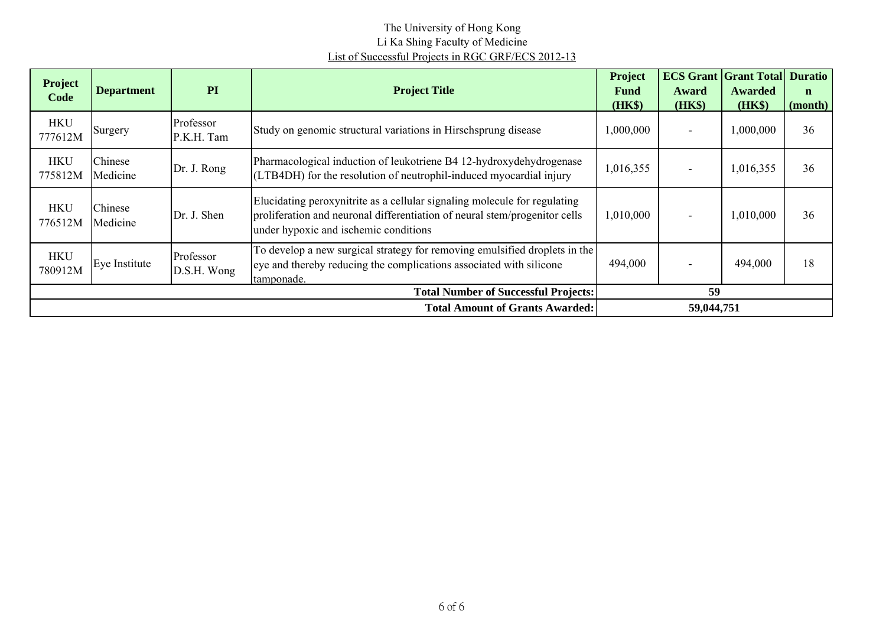The University of Hong Kong
Li Ka Shing Faculty of Medicine
List of Successful Projects in RGC GRF/ECS 2012-13

| Project Code | Department | PI | Project Title | Project Fund (HK$) | ECS Grant Award (HK$) | Grant Total Awarded (HK$) | Duration (month) |
|---|---|---|---|---|---|---|---|
| HKU 777612M | Surgery | Professor P.K.H. Tam | Study on genomic structural variations in Hirschsprung disease | 1,000,000 | - | 1,000,000 | 36 |
| HKU 775812M | Chinese Medicine | Dr. J. Rong | Pharmacological induction of leukotriene B4 12-hydroxydehydrogenase (LTB4DH) for the resolution of neutrophil-induced myocardial injury | 1,016,355 | - | 1,016,355 | 36 |
| HKU 776512M | Chinese Medicine | Dr. J. Shen | Elucidating peroxynitrite as a cellular signaling molecule for regulating proliferation and neuronal differentiation of neural stem/progenitor cells under hypoxic and ischemic conditions | 1,010,000 | - | 1,010,000 | 36 |
| HKU 780912M | Eye Institute | Professor D.S.H. Wong | To develop a new surgical strategy for removing emulsified droplets in the eye and thereby reducing the complications associated with silicone tamponade. | 494,000 | - | 494,000 | 18 |
| | | | **Total Number of Successful Projects:** | **59** | | | |
| | | | **Total Amount of Grants Awarded:** | **59,044,751** | | | |